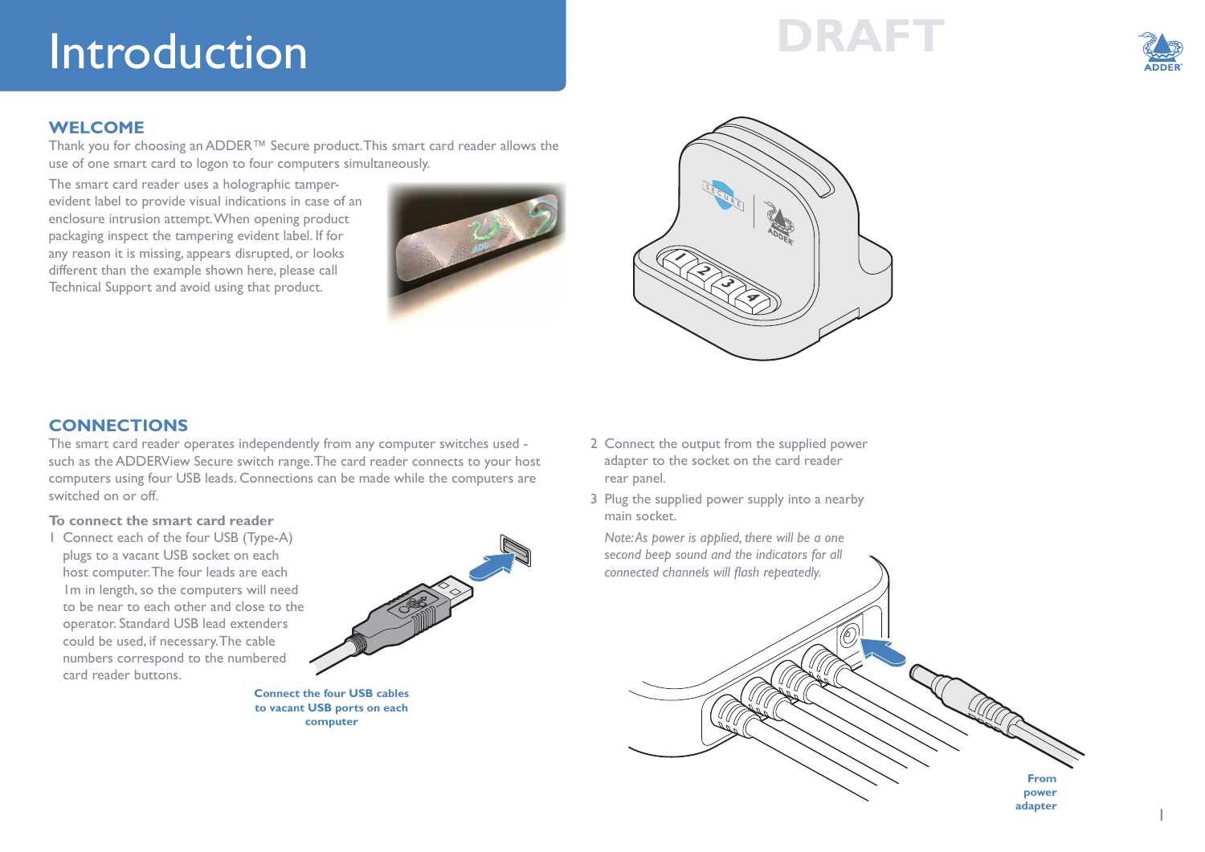# Introduction

DRAFT

## WELCOME

Thank you for choosing an ADDER™ Secure product. This smart card reader allows the use of one smart card to logon to four computers simultaneously.

The smart card reader uses a holographic tamper-evident label to provide visual indications in case of an enclosure intrusion attempt. When opening product packaging inspect the tampering evident label. If for any reason it is missing, appears disrupted, or looks different than the example shown here, please call Technical Support and avoid using that product.

## CONNECTIONS

The smart card reader operates independently from any computer switches used - such as the ADDERView Secure switch range. The card reader connects to your host computers using four USB leads. Connections can be made while the computers are switched on or off.

### To connect the smart card reader

1 Connect each of the four USB (Type-A) plugs to a vacant USB socket on each host computer. The four leads are each 1m in length, so the computers will need to be near to each other and close to the operator. Standard USB lead extenders could be used, if necessary. The cable numbers correspond to the numbered card reader buttons.

**Connect the four USB cables to vacant USB ports on each computer**

2 Connect the output from the supplied power adapter to the socket on the card reader rear panel.

3 Plug the supplied power supply into a nearby main socket.

*Note: As power is applied, there will be a one second beep sound and the indicators for all connected channels will flash repeatedly.*

**From power adapter**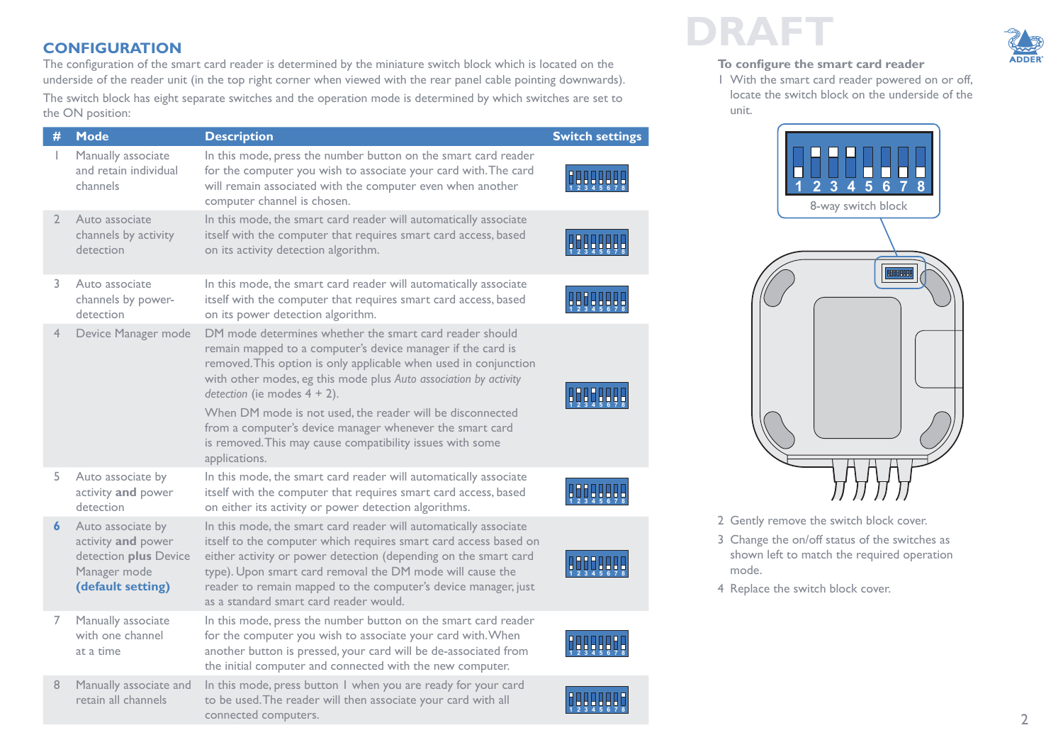## CONFIGURATION

The configuration of the smart card reader is determined by the miniature switch block which is located on the underside of the reader unit (in the top right corner when viewed with the rear panel cable pointing downwards).

The switch block has eight separate switches and the operation mode is determined by which switches are set to the ON position:

| # | Mode | Description | Switch settings |
|---|---|---|---|
| 1 | Manually associate and retain individual channels | In this mode, press the number button on the smart card reader for the computer you wish to associate your card with. The card will remain associated with the computer even when another computer channel is chosen. | |
| 2 | Auto associate channels by activity detection | In this mode, the smart card reader will automatically associate itself with the computer that requires smart card access, based on its activity detection algorithm. | |
| 3 | Auto associate channels by power-detection | In this mode, the smart card reader will automatically associate itself with the computer that requires smart card access, based on its power detection algorithm. | |
| 4 | Device Manager mode | DM mode determines whether the smart card reader should remain mapped to a computer's device manager if the card is removed. This option is only applicable when used in conjunction with other modes, eg this mode plus *Auto association by activity detection* (ie modes 4 + 2). When DM mode is not used, the reader will be disconnected from a computer's device manager whenever the smart card is removed. This may cause compatibility issues with some applications. | |
| 5 | Auto associate by activity **and** power detection | In this mode, the smart card reader will automatically associate itself with the computer that requires smart card access, based on either its activity or power detection algorithms. | |
| **6** | Auto associate by activity **and** power detection **plus** Device Manager mode **(default setting)** | In this mode, the smart card reader will automatically associate itself to the computer which requires smart card access based on either activity or power detection (depending on the smart card type). Upon smart card removal the DM mode will cause the reader to remain mapped to the computer's device manager, just as a standard smart card reader would. | |
| 7 | Manually associate with one channel at a time | In this mode, press the number button on the smart card reader for the computer you wish to associate your card with. When another button is pressed, your card will be de-associated from the initial computer and connected with the new computer. | |
| 8 | Manually associate and retain all channels | In this mode, press button 1 when you are ready for your card to be used. The reader will then associate your card with all connected computers. | |

**To configure the smart card reader**

1. With the smart card reader powered on or off, locate the switch block on the underside of the unit.

8-way switch block

2. Gently remove the switch block cover.
3. Change the on/off status of the switches as shown left to match the required operation mode.
4. Replace the switch block cover.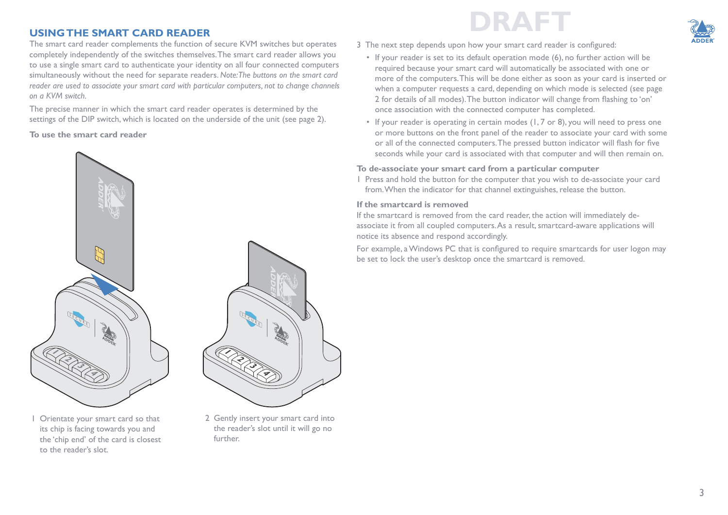## USING THE SMART CARD READER

The smart card reader complements the function of secure KVM switches but operates completely independently of the switches themselves. The smart card reader allows you to use a single smart card to authenticate your identity on all four connected computers simultaneously without the need for separate readers. *Note: The buttons on the smart card reader are used to associate your smart card with particular computers, not to change channels on a KVM switch.*

The precise manner in which the smart card reader operates is determined by the settings of the DIP switch, which is located on the underside of the unit (see page 2).

**To use the smart card reader**

1 Orientate your smart card so that its chip is facing towards you and the 'chip end' of the card is closest to the reader's slot.

2 Gently insert your smart card into the reader's slot until it will go no further.

3 The next step depends upon how your smart card reader is configured:

- If your reader is set to its default operation mode (6), no further action will be required because your smart card will automatically be associated with one or more of the computers. This will be done either as soon as your card is inserted or when a computer requests a card, depending on which mode is selected (see page 2 for details of all modes). The button indicator will change from flashing to 'on' once association with the connected computer has completed.
- If your reader is operating in certain modes (1, 7 or 8), you will need to press one or more buttons on the front panel of the reader to associate your card with some or all of the connected computers. The pressed button indicator will flash for five seconds while your card is associated with that computer and will then remain on.

**To de-associate your smart card from a particular computer**

1 Press and hold the button for the computer that you wish to de-associate your card from. When the indicator for that channel extinguishes, release the button.

**If the smartcard is removed**

If the smartcard is removed from the card reader, the action will immediately de-associate it from all coupled computers. As a result, smartcard-aware applications will notice its absence and respond accordingly.

For example, a Windows PC that is configured to require smartcards for user logon may be set to lock the user's desktop once the smartcard is removed.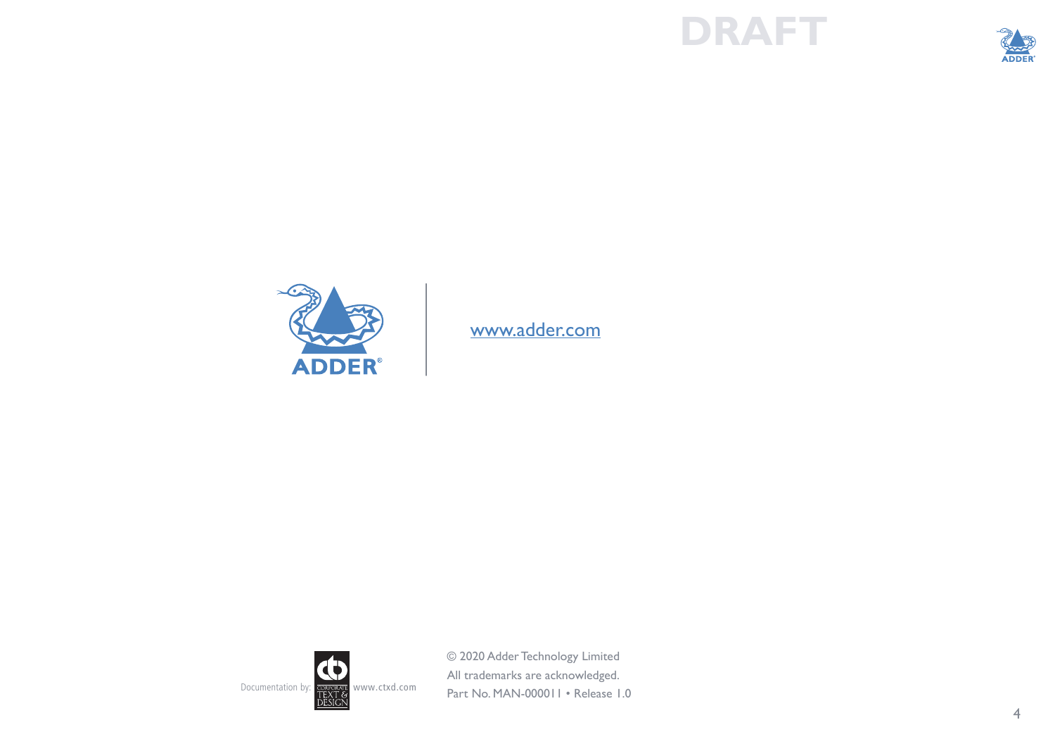DRAFT

ADDER®

[www.adder.com](http://www.adder.com)

Documentation by: CORPORATE TEXT & DESIGN www.ctxd.com

© 2020 Adder Technology Limited
All trademarks are acknowledged.
Part No. MAN-000011 • Release 1.0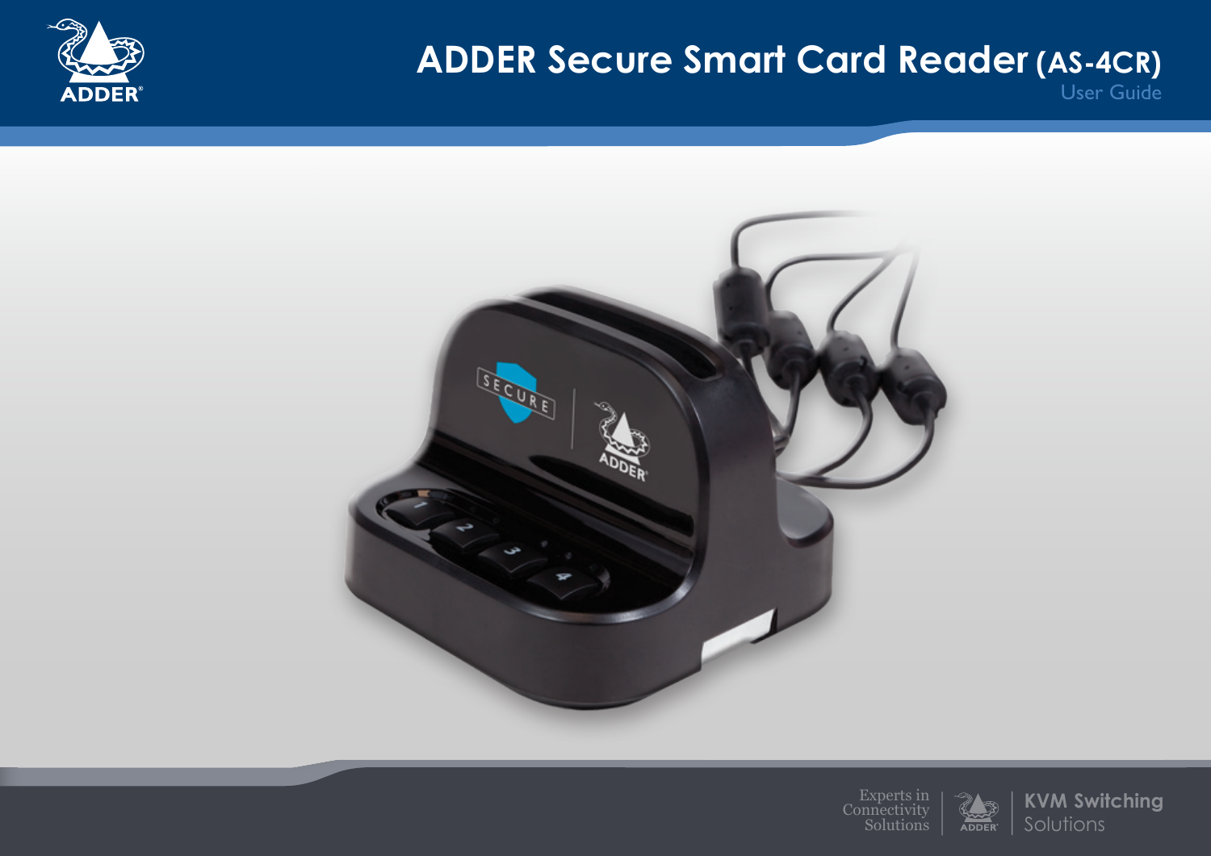# ADDER Secure Smart Card Reader (AS-4CR)

User Guide

Experts in Connectivity Solutions

KVM Switching Solutions